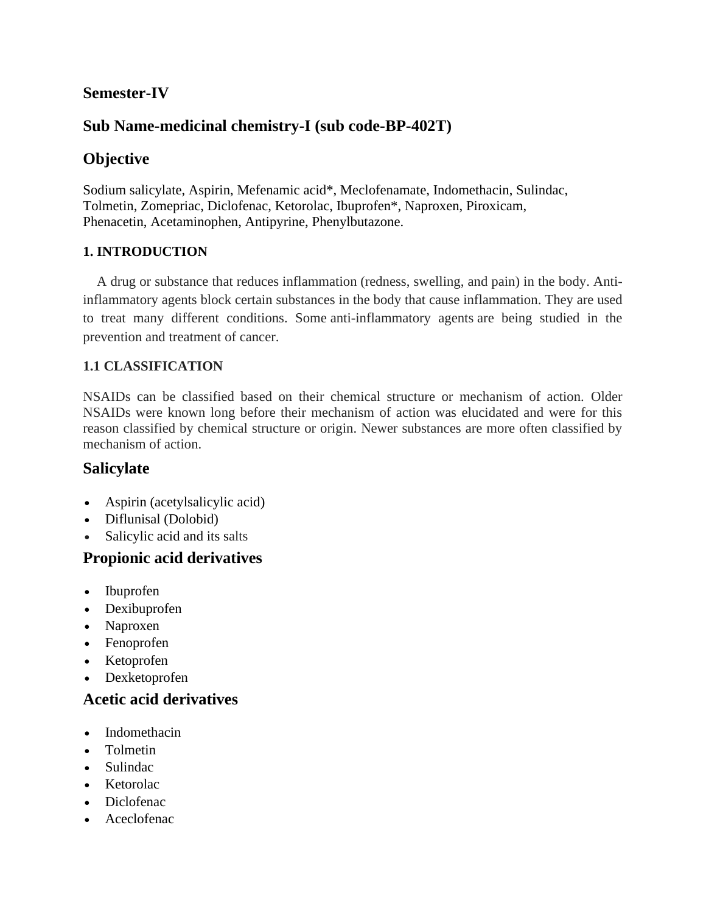## Semester-IV

## Sub Name-medicinal chemistry-I (sub code-BP-402T)

## Objective

Sodium salicylate, Aspirin, Mefenamic acid*, Meclofenamate, Indomethacin, Sulindac, Tolmetin, Zomepriac, Diclofenac, Ketorolac, Ibuprofen*, Naproxen, Piroxicam, Phenacetin, Acetaminophen, Antipyrine, Phenylbutazone.

### 1. INTRODUCTION

A drug or substance that reduces inflammation (redness, swelling, and pain) in the body. Anti-inflammatory agents block certain substances in the body that cause inflammation. They are used to treat many different conditions. Some anti-inflammatory agents are being studied in the prevention and treatment of cancer.

### 1.1 CLASSIFICATION

NSAIDs can be classified based on their chemical structure or mechanism of action. Older NSAIDs were known long before their mechanism of action was elucidated and were for this reason classified by chemical structure or origin. Newer substances are more often classified by mechanism of action.

## Salicylate

- Aspirin (acetylsalicylic acid)
- Diflunisal (Dolobid)
- Salicylic acid and its salts

## Propionic acid derivatives

- Ibuprofen
- Dexibuprofen
- Naproxen
- Fenoprofen
- Ketoprofen
- Dexketoprofen

## Acetic acid derivatives

- Indomethacin
- Tolmetin
- Sulindac
- Ketorolac
- Diclofenac
- Aceclofenac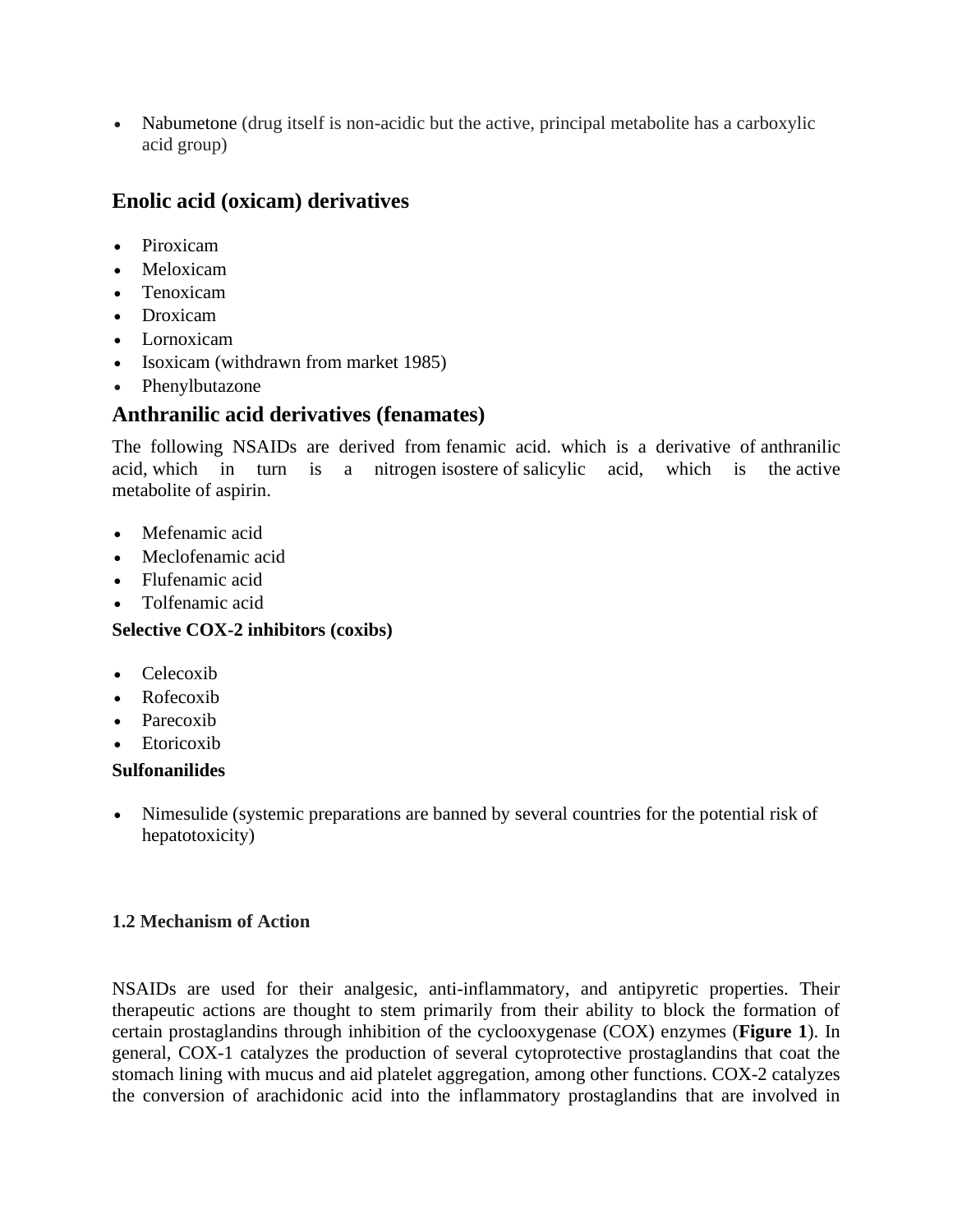- Nabumetone (drug itself is non-acidic but the active, principal metabolite has a carboxylic acid group)

## Enolic acid (oxicam) derivatives

- Piroxicam
- Meloxicam
- Tenoxicam
- Droxicam
- Lornoxicam
- Isoxicam (withdrawn from market 1985)
- Phenylbutazone

## Anthranilic acid derivatives (fenamates)

The following NSAIDs are derived from fenamic acid. which is a derivative of anthranilic acid, which in turn is a nitrogen isostere of salicylic acid, which is the active metabolite of aspirin.

- Mefenamic acid
- Meclofenamic acid
- Flufenamic acid
- Tolfenamic acid

**Selective COX-2 inhibitors (coxibs)**

- Celecoxib
- Rofecoxib
- Parecoxib
- Etoricoxib

**Sulfonanilides**

- Nimesulide (systemic preparations are banned by several countries for the potential risk of hepatotoxicity)

### 1.2 Mechanism of Action

NSAIDs are used for their analgesic, anti-inflammatory, and antipyretic properties. Their therapeutic actions are thought to stem primarily from their ability to block the formation of certain prostaglandins through inhibition of the cyclooxygenase (COX) enzymes (**Figure 1**). In general, COX-1 catalyzes the production of several cytoprotective prostaglandins that coat the stomach lining with mucus and aid platelet aggregation, among other functions. COX-2 catalyzes the conversion of arachidonic acid into the inflammatory prostaglandins that are involved in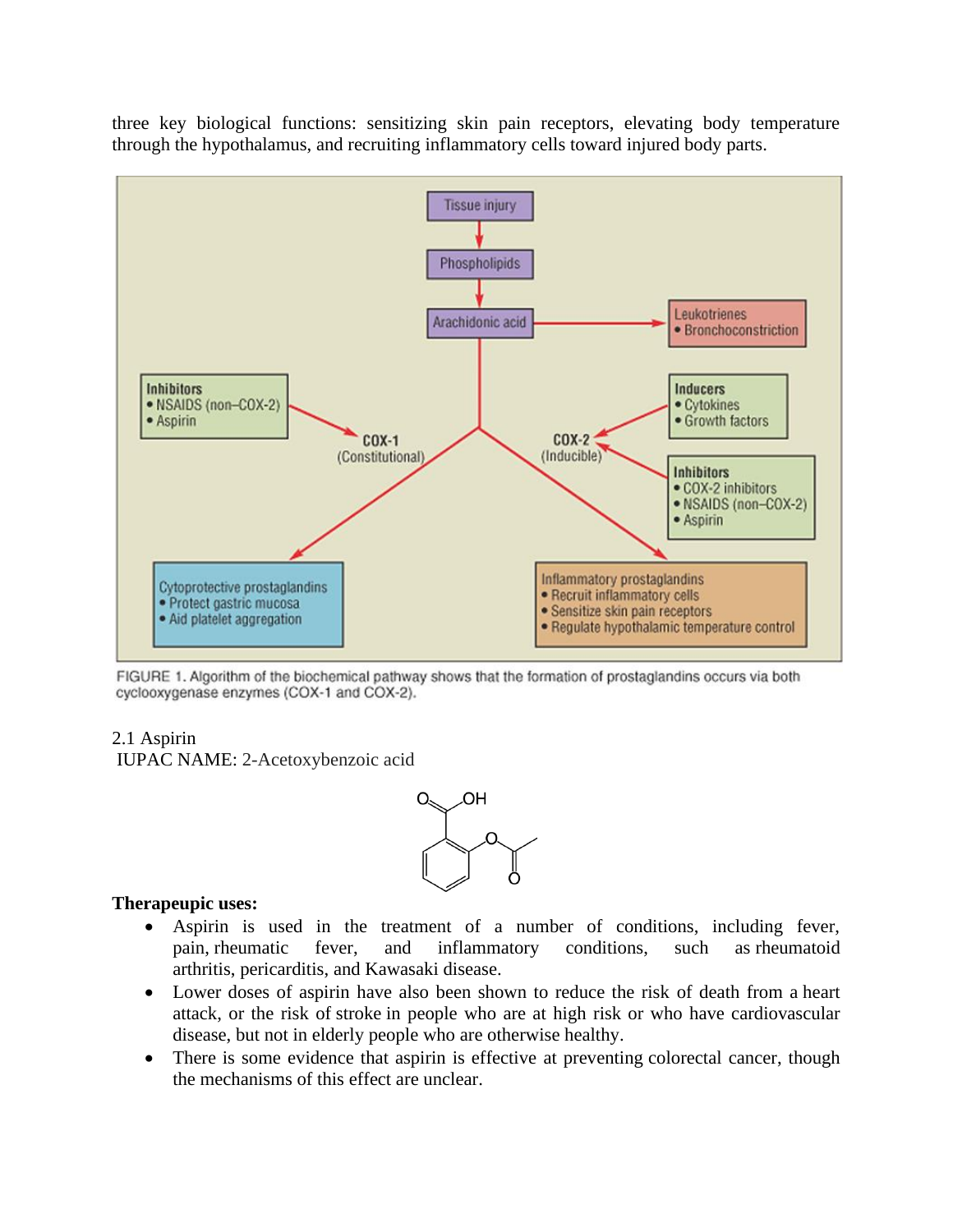three key biological functions: sensitizing skin pain receptors, elevating body temperature through the hypothalamus, and recruiting inflammatory cells toward injured body parts.

FIGURE 1. Algorithm of the biochemical pathway shows that the formation of prostaglandins occurs via both cyclooxygenase enzymes (COX-1 and COX-2).

2.1 Aspirin

IUPAC NAME: 2-Acetoxybenzoic acid

**Therapeupic uses:**

- Aspirin is used in the treatment of a number of conditions, including fever, pain, rheumatic fever, and inflammatory conditions, such as rheumatoid arthritis, pericarditis, and Kawasaki disease.
- Lower doses of aspirin have also been shown to reduce the risk of death from a heart attack, or the risk of stroke in people who are at high risk or who have cardiovascular disease, but not in elderly people who are otherwise healthy.
- There is some evidence that aspirin is effective at preventing colorectal cancer, though the mechanisms of this effect are unclear.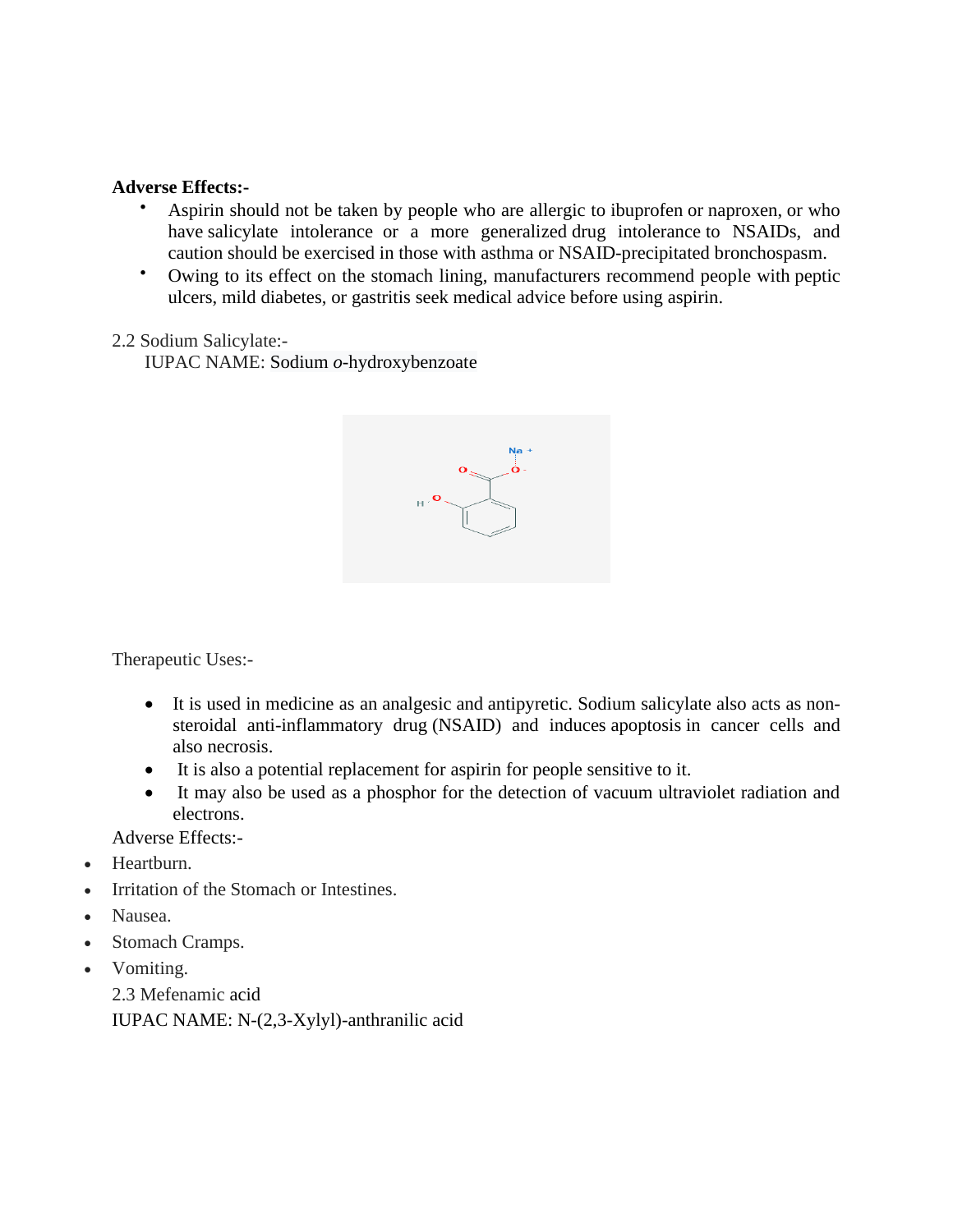**Adverse Effects:-**

- Aspirin should not be taken by people who are allergic to ibuprofen or naproxen, or who have salicylate intolerance or a more generalized drug intolerance to NSAIDs, and caution should be exercised in those with asthma or NSAID-precipitated bronchospasm.
- Owing to its effect on the stomach lining, manufacturers recommend people with peptic ulcers, mild diabetes, or gastritis seek medical advice before using aspirin.

2.2 Sodium Salicylate:-

IUPAC NAME: Sodium *o*-hydroxybenzoate

Therapeutic Uses:-

- It is used in medicine as an analgesic and antipyretic. Sodium salicylate also acts as non-steroidal anti-inflammatory drug (NSAID) and induces apoptosis in cancer cells and also necrosis.
- It is also a potential replacement for aspirin for people sensitive to it.
- It may also be used as a phosphor for the detection of vacuum ultraviolet radiation and electrons.

Adverse Effects:-

- Heartburn.
- Irritation of the Stomach or Intestines.
- Nausea.
- Stomach Cramps.
- Vomiting.

2.3 Mefenamic acid

IUPAC NAME: N-(2,3-Xylyl)-anthranilic acid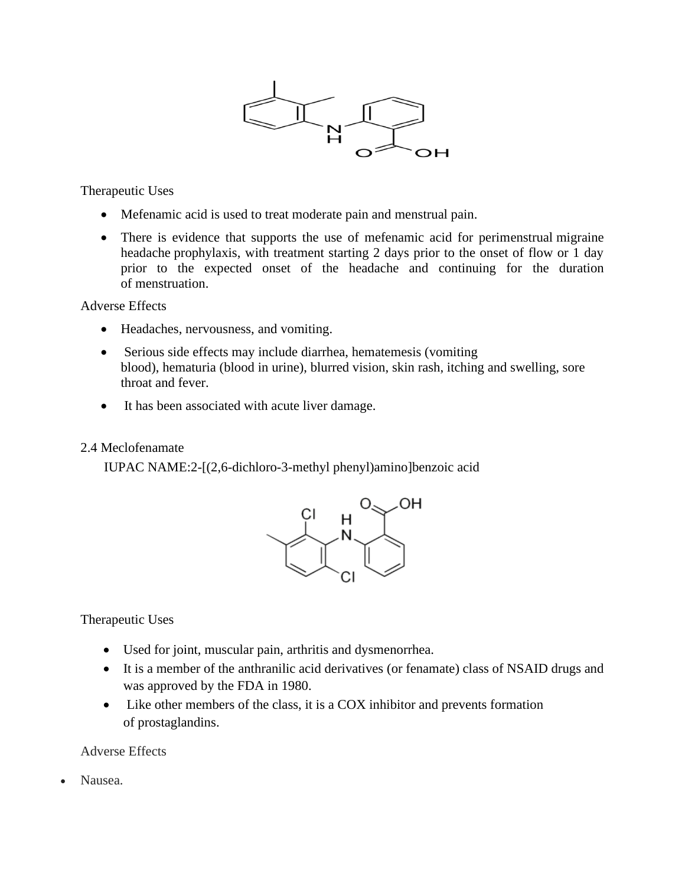Therapeutic Uses

- Mefenamic acid is used to treat moderate pain and menstrual pain.
- There is evidence that supports the use of mefenamic acid for perimenstrual migraine headache prophylaxis, with treatment starting 2 days prior to the onset of flow or 1 day prior to the expected onset of the headache and continuing for the duration of menstruation.

Adverse Effects

- Headaches, nervousness, and vomiting.
- Serious side effects may include diarrhea, hematemesis (vomiting blood), hematuria (blood in urine), blurred vision, skin rash, itching and swelling, sore throat and fever.
- It has been associated with acute liver damage.

2.4 Meclofenamate

IUPAC NAME:2-[(2,6-dichloro-3-methyl phenyl)amino]benzoic acid

Therapeutic Uses

- Used for joint, muscular pain, arthritis and dysmenorrhea.
- It is a member of the anthranilic acid derivatives (or fenamate) class of NSAID drugs and was approved by the FDA in 1980.
- Like other members of the class, it is a COX inhibitor and prevents formation of prostaglandins.

Adverse Effects

- Nausea.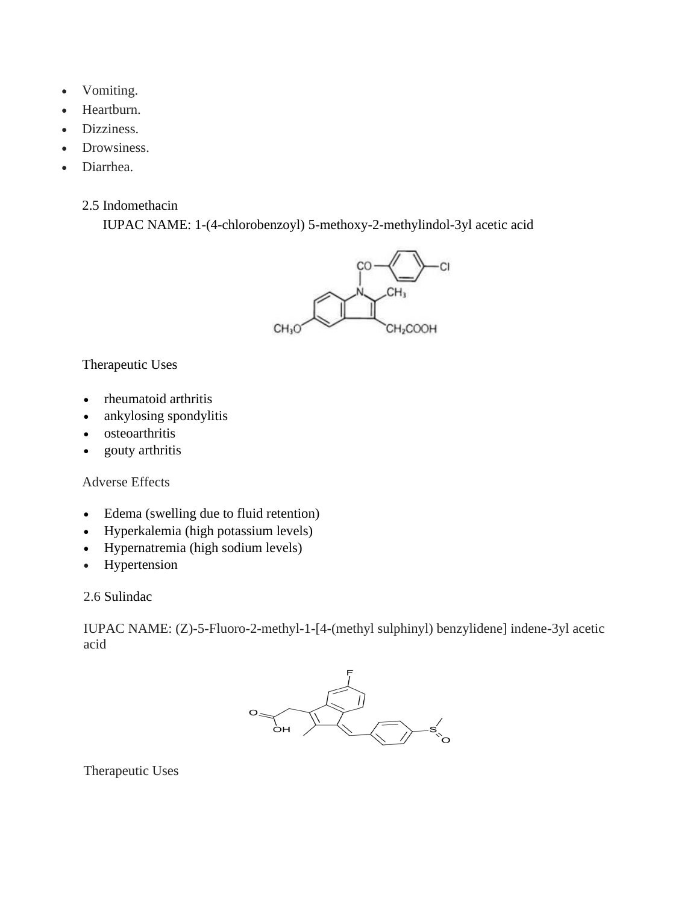- Vomiting.
- Heartburn.
- Dizziness.
- Drowsiness.
- Diarrhea.

## 2.5 Indomethacin

IUPAC NAME: 1-(4-chlorobenzoyl) 5-methoxy-2-methylindol-3yl acetic acid

Therapeutic Uses

- rheumatoid arthritis
- ankylosing spondylitis
- osteoarthritis
- gouty arthritis

Adverse Effects

- Edema (swelling due to fluid retention)
- Hyperkalemia (high potassium levels)
- Hypernatremia (high sodium levels)
- Hypertension

## 2.6 Sulindac

IUPAC NAME: (Z)-5-Fluoro-2-methyl-1-[4-(methyl sulphinyl) benzylidene] indene-3yl acetic acid

Therapeutic Uses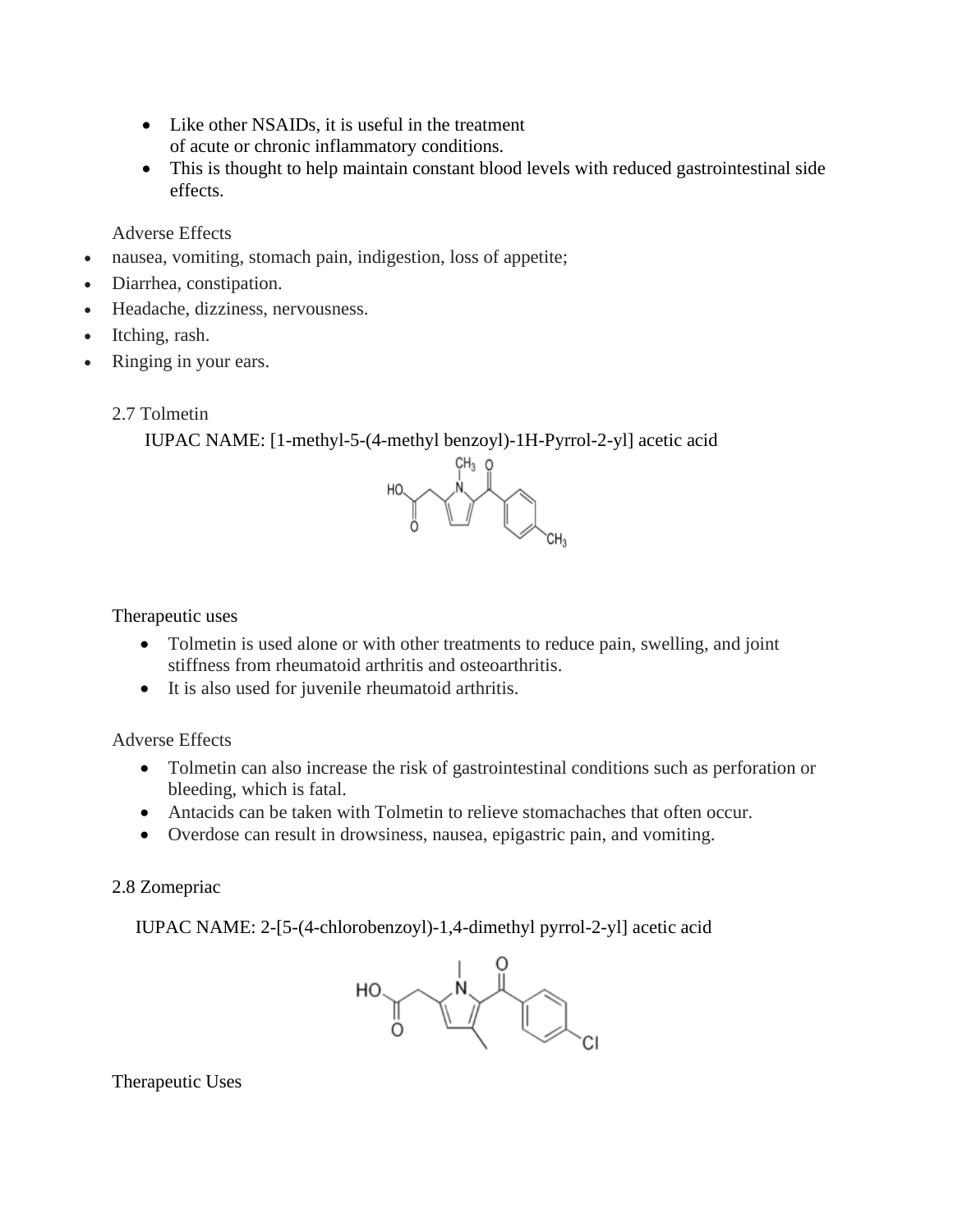- Like other NSAIDs, it is useful in the treatment of acute or chronic inflammatory conditions.
- This is thought to help maintain constant blood levels with reduced gastrointestinal side effects.

Adverse Effects

- nausea, vomiting, stomach pain, indigestion, loss of appetite;
- Diarrhea, constipation.
- Headache, dizziness, nervousness.
- Itching, rash.
- Ringing in your ears.

## 2.7 Tolmetin

IUPAC NAME: [1-methyl-5-(4-methyl benzoyl)-1H-Pyrrol-2-yl] acetic acid

Therapeutic uses

- Tolmetin is used alone or with other treatments to reduce pain, swelling, and joint stiffness from rheumatoid arthritis and osteoarthritis.
- It is also used for juvenile rheumatoid arthritis.

Adverse Effects

- Tolmetin can also increase the risk of gastrointestinal conditions such as perforation or bleeding, which is fatal.
- Antacids can be taken with Tolmetin to relieve stomachaches that often occur.
- Overdose can result in drowsiness, nausea, epigastric pain, and vomiting.

## 2.8 Zomepriac

IUPAC NAME: 2-[5-(4-chlorobenzoyl)-1,4-dimethyl pyrrol-2-yl] acetic acid

Therapeutic Uses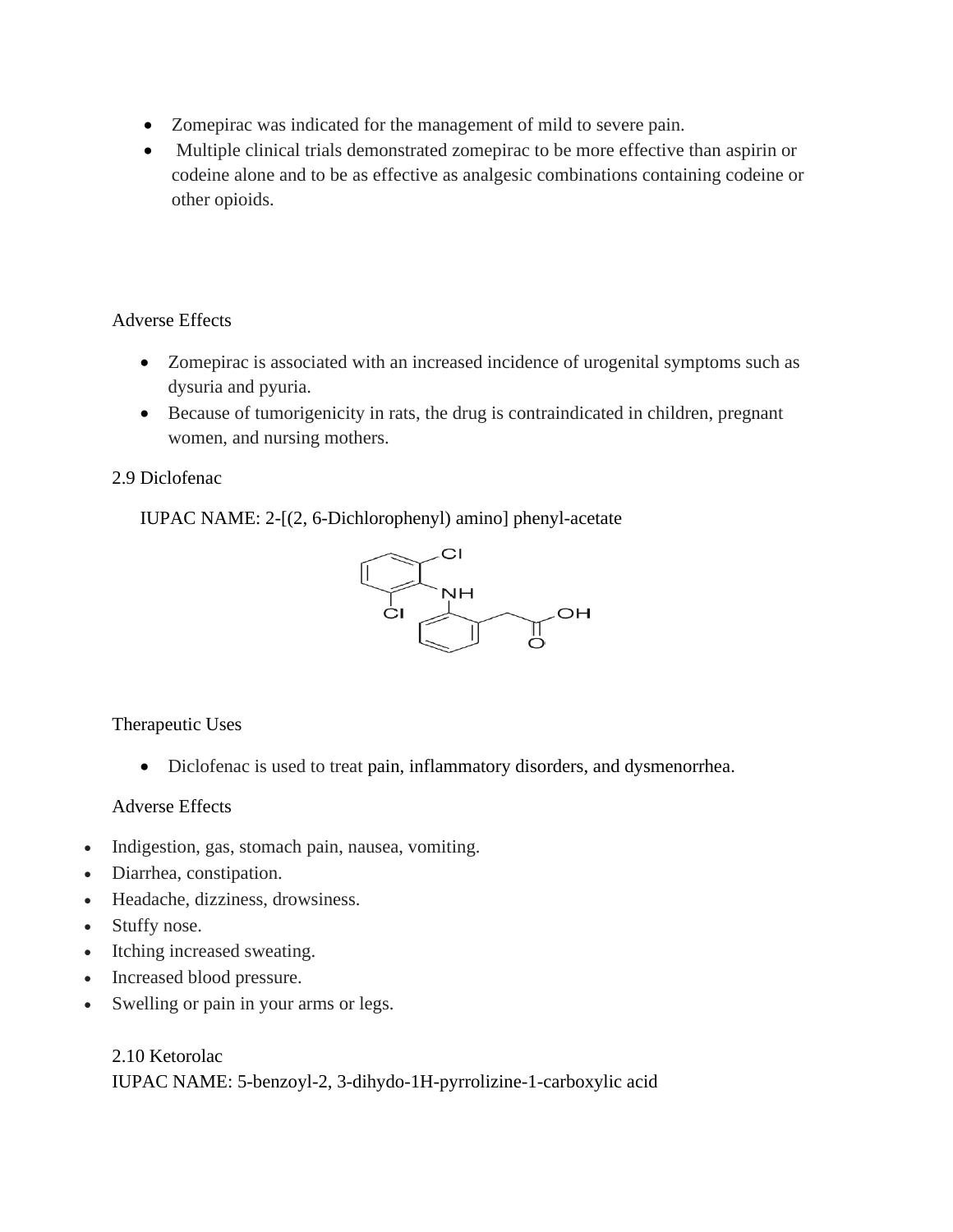- Zomepirac was indicated for the management of mild to severe pain.
- Multiple clinical trials demonstrated zomepirac to be more effective than aspirin or codeine alone and to be as effective as analgesic combinations containing codeine or other opioids.

Adverse Effects

- Zomepirac is associated with an increased incidence of urogenital symptoms such as dysuria and pyuria.
- Because of tumorigenicity in rats, the drug is contraindicated in children, pregnant women, and nursing mothers.

### 2.9 Diclofenac

IUPAC NAME: 2-[(2, 6-Dichlorophenyl) amino] phenyl-acetate

Therapeutic Uses

- Diclofenac is used to treat pain, inflammatory disorders, and dysmenorrhea.

Adverse Effects

- Indigestion, gas, stomach pain, nausea, vomiting.
- Diarrhea, constipation.
- Headache, dizziness, drowsiness.
- Stuffy nose.
- Itching increased sweating.
- Increased blood pressure.
- Swelling or pain in your arms or legs.

### 2.10 Ketorolac

IUPAC NAME: 5-benzoyl-2, 3-dihydo-1H-pyrrolizine-1-carboxylic acid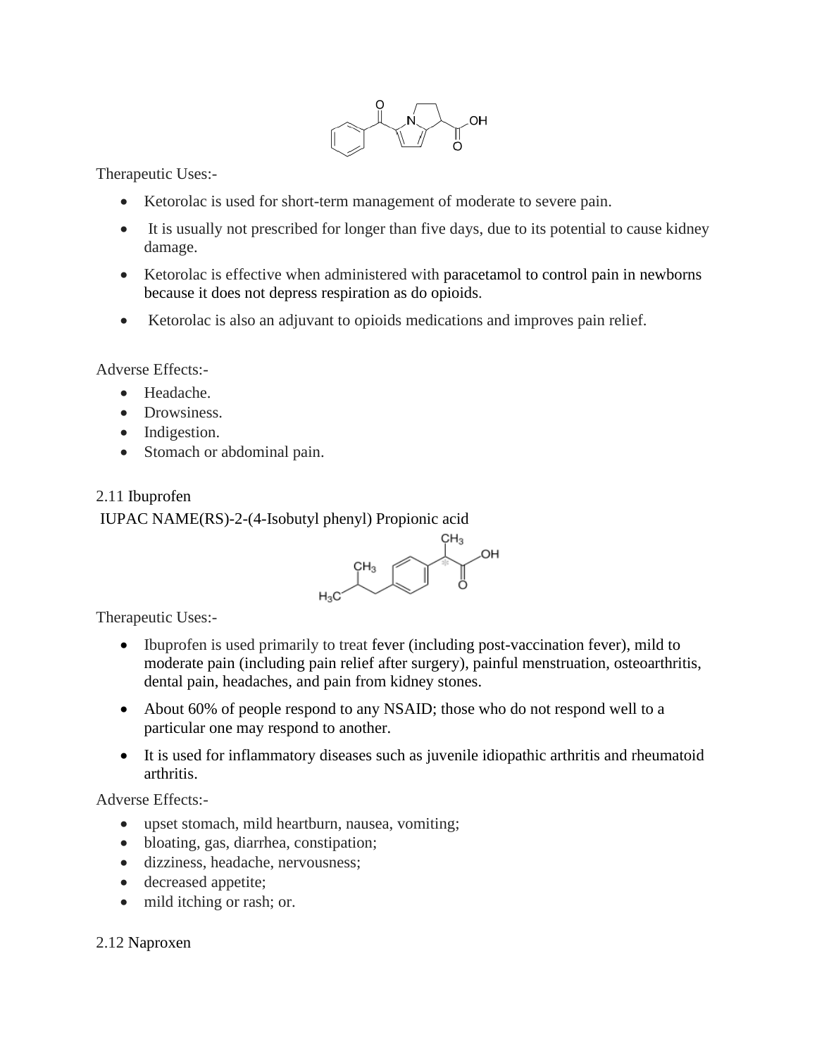Therapeutic Uses:-

- Ketorolac is used for short-term management of moderate to severe pain.
- It is usually not prescribed for longer than five days, due to its potential to cause kidney damage.
- Ketorolac is effective when administered with paracetamol to control pain in newborns because it does not depress respiration as do opioids.
- Ketorolac is also an adjuvant to opioids medications and improves pain relief.

Adverse Effects:-

- Headache.
- Drowsiness.
- Indigestion.
- Stomach or abdominal pain.

## 2.11 Ibuprofen

IUPAC NAME(RS)-2-(4-Isobutyl phenyl) Propionic acid

Therapeutic Uses:-

- Ibuprofen is used primarily to treat fever (including post-vaccination fever), mild to moderate pain (including pain relief after surgery), painful menstruation, osteoarthritis, dental pain, headaches, and pain from kidney stones.
- About 60% of people respond to any NSAID; those who do not respond well to a particular one may respond to another.
- It is used for inflammatory diseases such as juvenile idiopathic arthritis and rheumatoid arthritis.

Adverse Effects:-

- upset stomach, mild heartburn, nausea, vomiting;
- bloating, gas, diarrhea, constipation;
- dizziness, headache, nervousness;
- decreased appetite;
- mild itching or rash; or.

## 2.12 Naproxen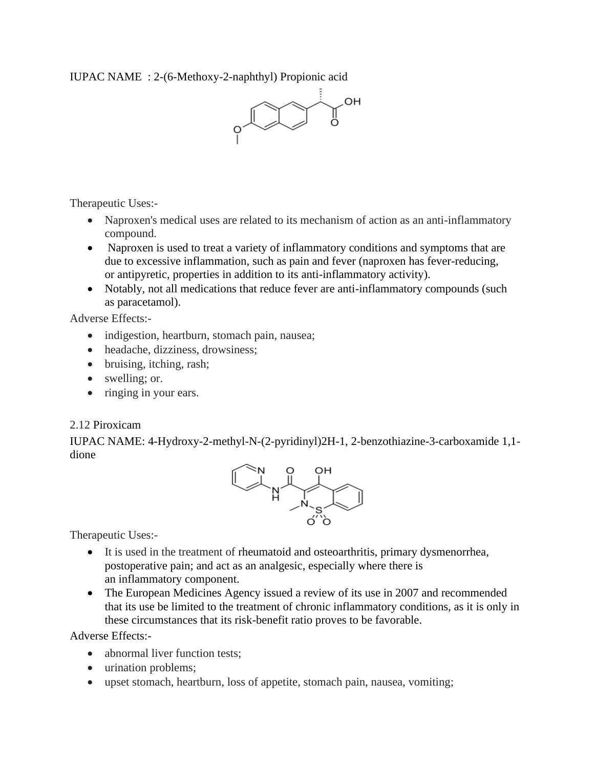IUPAC NAME : 2-(6-Methoxy-2-naphthyl) Propionic acid

Therapeutic Uses:-

- Naproxen's medical uses are related to its mechanism of action as an anti-inflammatory compound.
- Naproxen is used to treat a variety of inflammatory conditions and symptoms that are due to excessive inflammation, such as pain and fever (naproxen has fever-reducing, or antipyretic, properties in addition to its anti-inflammatory activity).
- Notably, not all medications that reduce fever are anti-inflammatory compounds (such as paracetamol).

Adverse Effects:-

- indigestion, heartburn, stomach pain, nausea;
- headache, dizziness, drowsiness;
- bruising, itching, rash;
- swelling; or.
- ringing in your ears.

2.12 Piroxicam

IUPAC NAME: 4-Hydroxy-2-methyl-N-(2-pyridinyl)2H-1, 2-benzothiazine-3-carboxamide 1,1-dione

Therapeutic Uses:-

- It is used in the treatment of rheumatoid and osteoarthritis, primary dysmenorrhea, postoperative pain; and act as an analgesic, especially where there is an inflammatory component.
- The European Medicines Agency issued a review of its use in 2007 and recommended that its use be limited to the treatment of chronic inflammatory conditions, as it is only in these circumstances that its risk-benefit ratio proves to be favorable.

Adverse Effects:-

- abnormal liver function tests;
- urination problems;
- upset stomach, heartburn, loss of appetite, stomach pain, nausea, vomiting;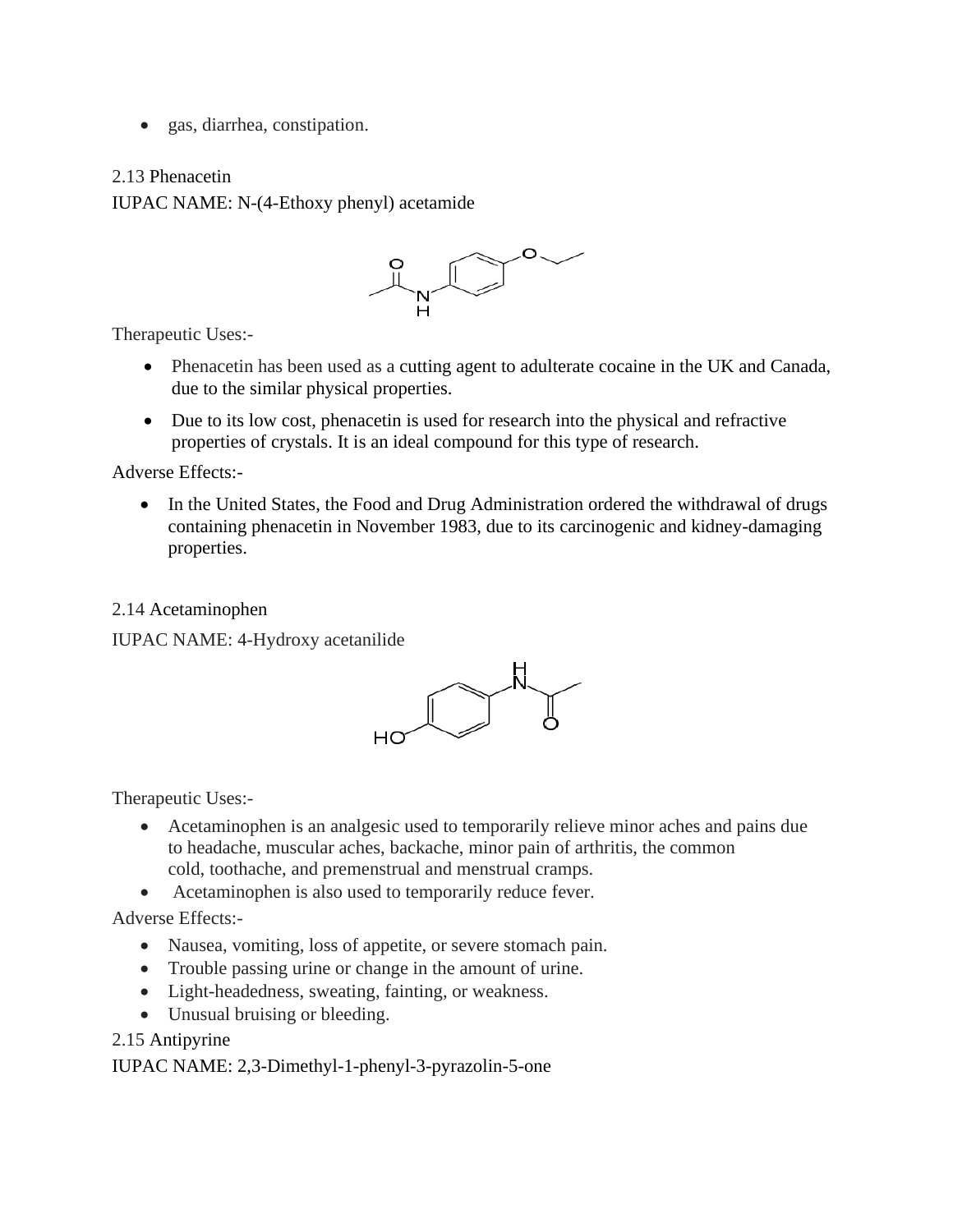- gas, diarrhea, constipation.

2.13 Phenacetin

IUPAC NAME: N-(4-Ethoxy phenyl) acetamide

Therapeutic Uses:-

- Phenacetin has been used as a cutting agent to adulterate cocaine in the UK and Canada, due to the similar physical properties.
- Due to its low cost, phenacetin is used for research into the physical and refractive properties of crystals. It is an ideal compound for this type of research.

Adverse Effects:-

- In the United States, the Food and Drug Administration ordered the withdrawal of drugs containing phenacetin in November 1983, due to its carcinogenic and kidney-damaging properties.

2.14 Acetaminophen

IUPAC NAME: 4-Hydroxy acetanilide

Therapeutic Uses:-

- Acetaminophen is an analgesic used to temporarily relieve minor aches and pains due to headache, muscular aches, backache, minor pain of arthritis, the common cold, toothache, and premenstrual and menstrual cramps.
- Acetaminophen is also used to temporarily reduce fever.

Adverse Effects:-

- Nausea, vomiting, loss of appetite, or severe stomach pain.
- Trouble passing urine or change in the amount of urine.
- Light-headedness, sweating, fainting, or weakness.
- Unusual bruising or bleeding.

2.15 Antipyrine

IUPAC NAME: 2,3-Dimethyl-1-phenyl-3-pyrazolin-5-one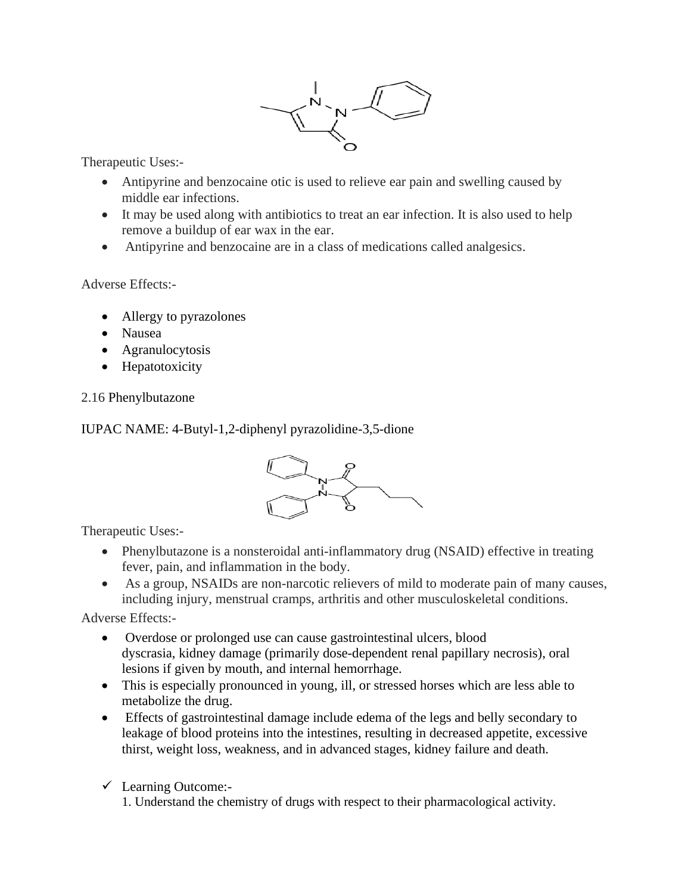Therapeutic Uses:-

- Antipyrine and benzocaine otic is used to relieve ear pain and swelling caused by middle ear infections.
- It may be used along with antibiotics to treat an ear infection. It is also used to help remove a buildup of ear wax in the ear.
- Antipyrine and benzocaine are in a class of medications called analgesics.

Adverse Effects:-

- Allergy to pyrazolones
- Nausea
- Agranulocytosis
- Hepatotoxicity

2.16 Phenylbutazone

IUPAC NAME: 4-Butyl-1,2-diphenyl pyrazolidine-3,5-dione

Therapeutic Uses:-

- Phenylbutazone is a nonsteroidal anti-inflammatory drug (NSAID) effective in treating fever, pain, and inflammation in the body.
- As a group, NSAIDs are non-narcotic relievers of mild to moderate pain of many causes, including injury, menstrual cramps, arthritis and other musculoskeletal conditions.

Adverse Effects:-

- Overdose or prolonged use can cause gastrointestinal ulcers, blood dyscrasia, kidney damage (primarily dose-dependent renal papillary necrosis), oral lesions if given by mouth, and internal hemorrhage.
- This is especially pronounced in young, ill, or stressed horses which are less able to metabolize the drug.
- Effects of gastrointestinal damage include edema of the legs and belly secondary to leakage of blood proteins into the intestines, resulting in decreased appetite, excessive thirst, weight loss, weakness, and in advanced stages, kidney failure and death.

✓ Learning Outcome:-

1. Understand the chemistry of drugs with respect to their pharmacological activity.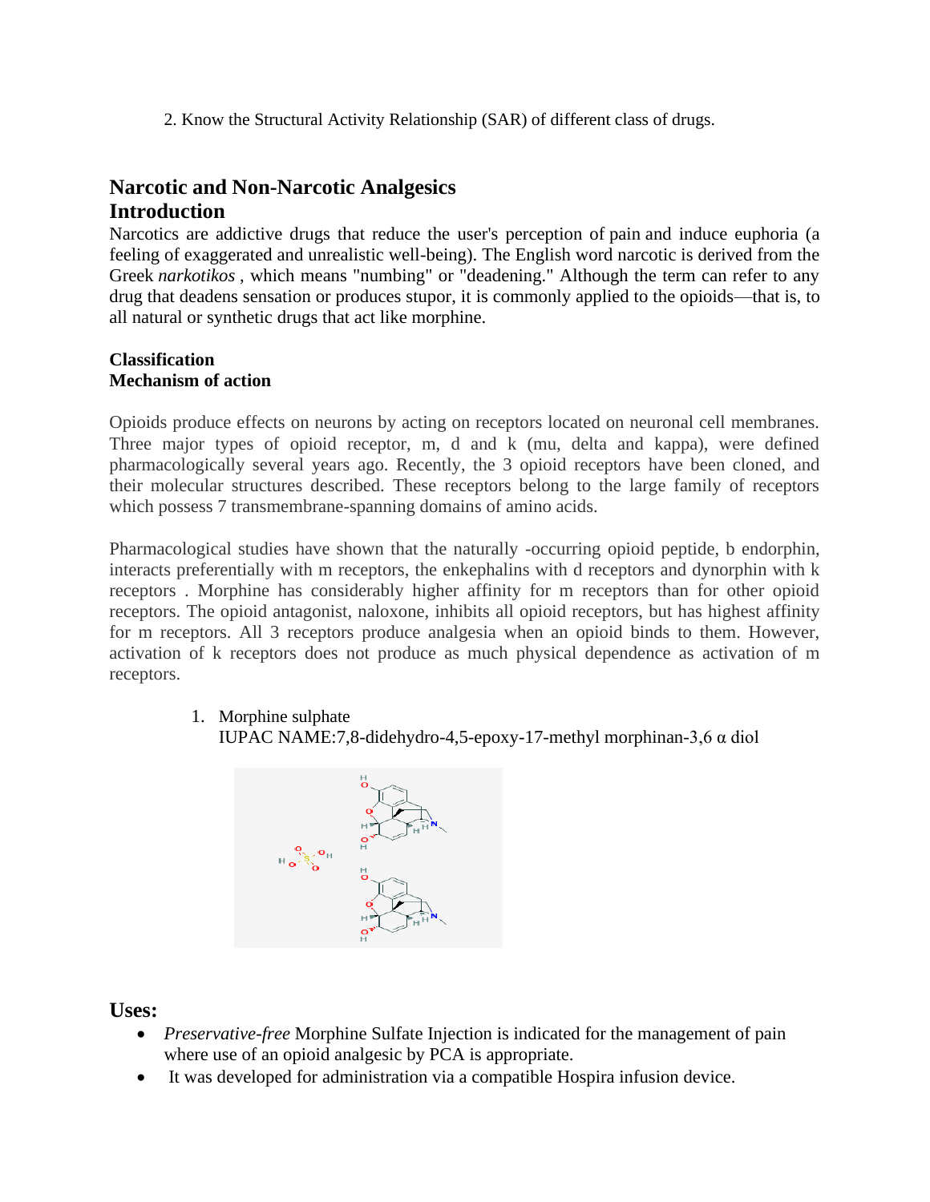2. Know the Structural Activity Relationship (SAR) of different class of drugs.

## Narcotic and Non-Narcotic Analgesics

## Introduction

Narcotics are addictive drugs that reduce the user's perception of pain and induce euphoria (a feeling of exaggerated and unrealistic well-being). The English word narcotic is derived from the Greek *narkotikos* , which means "numbing" or "deadening." Although the term can refer to any drug that deadens sensation or produces stupor, it is commonly applied to the opioids—that is, to all natural or synthetic drugs that act like morphine.

**Classification**

**Mechanism of action**

Opioids produce effects on neurons by acting on receptors located on neuronal cell membranes. Three major types of opioid receptor, m, d and k (mu, delta and kappa), were defined pharmacologically several years ago. Recently, the 3 opioid receptors have been cloned, and their molecular structures described. These receptors belong to the large family of receptors which possess 7 transmembrane-spanning domains of amino acids.

Pharmacological studies have shown that the naturally -occurring opioid peptide, b endorphin, interacts preferentially with m receptors, the enkephalins with d receptors and dynorphin with k receptors . Morphine has considerably higher affinity for m receptors than for other opioid receptors. The opioid antagonist, naloxone, inhibits all opioid receptors, but has highest affinity for m receptors. All 3 receptors produce analgesia when an opioid binds to them. However, activation of k receptors does not produce as much physical dependence as activation of m receptors.

1. Morphine sulphate
   IUPAC NAME:7,8-didehydro-4,5-epoxy-17-methyl morphinan-3,6 α diol

## Uses:

- *Preservative-free* Morphine Sulfate Injection is indicated for the management of pain where use of an opioid analgesic by PCA is appropriate.
- It was developed for administration via a compatible Hospira infusion device.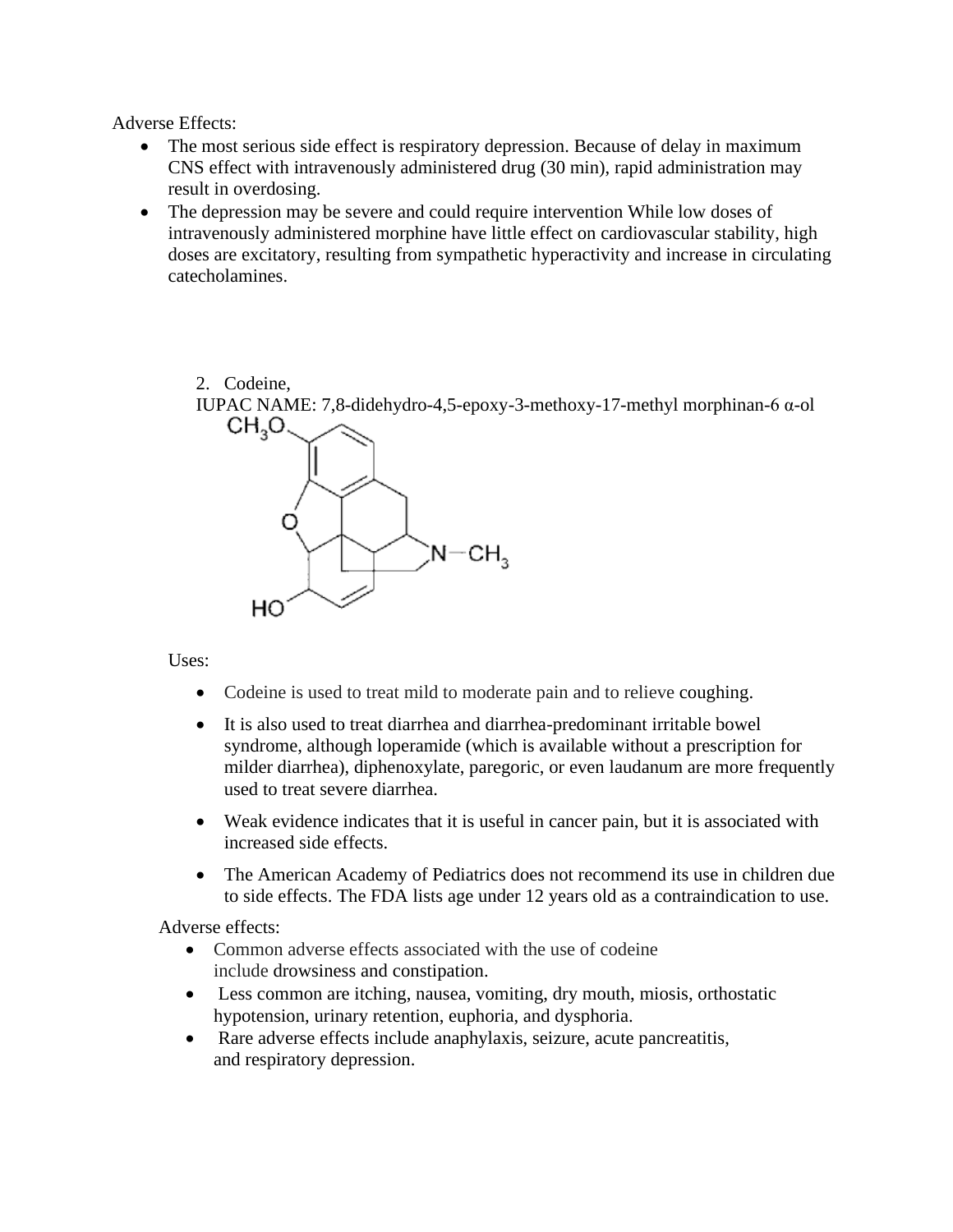Adverse Effects:

- The most serious side effect is respiratory depression. Because of delay in maximum CNS effect with intravenously administered drug (30 min), rapid administration may result in overdosing.
- The depression may be severe and could require intervention While low doses of intravenously administered morphine have little effect on cardiovascular stability, high doses are excitatory, resulting from sympathetic hyperactivity and increase in circulating catecholamines.

2. Codeine,

IUPAC NAME: 7,8-didehydro-4,5-epoxy-3-methoxy-17-methyl morphinan-6 α-ol

Uses:

- Codeine is used to treat mild to moderate pain and to relieve coughing.
- It is also used to treat diarrhea and diarrhea-predominant irritable bowel syndrome, although loperamide (which is available without a prescription for milder diarrhea), diphenoxylate, paregoric, or even laudanum are more frequently used to treat severe diarrhea.
- Weak evidence indicates that it is useful in cancer pain, but it is associated with increased side effects.
- The American Academy of Pediatrics does not recommend its use in children due to side effects. The FDA lists age under 12 years old as a contraindication to use.

Adverse effects:

- Common adverse effects associated with the use of codeine include drowsiness and constipation.
- Less common are itching, nausea, vomiting, dry mouth, miosis, orthostatic hypotension, urinary retention, euphoria, and dysphoria.
- Rare adverse effects include anaphylaxis, seizure, acute pancreatitis, and respiratory depression.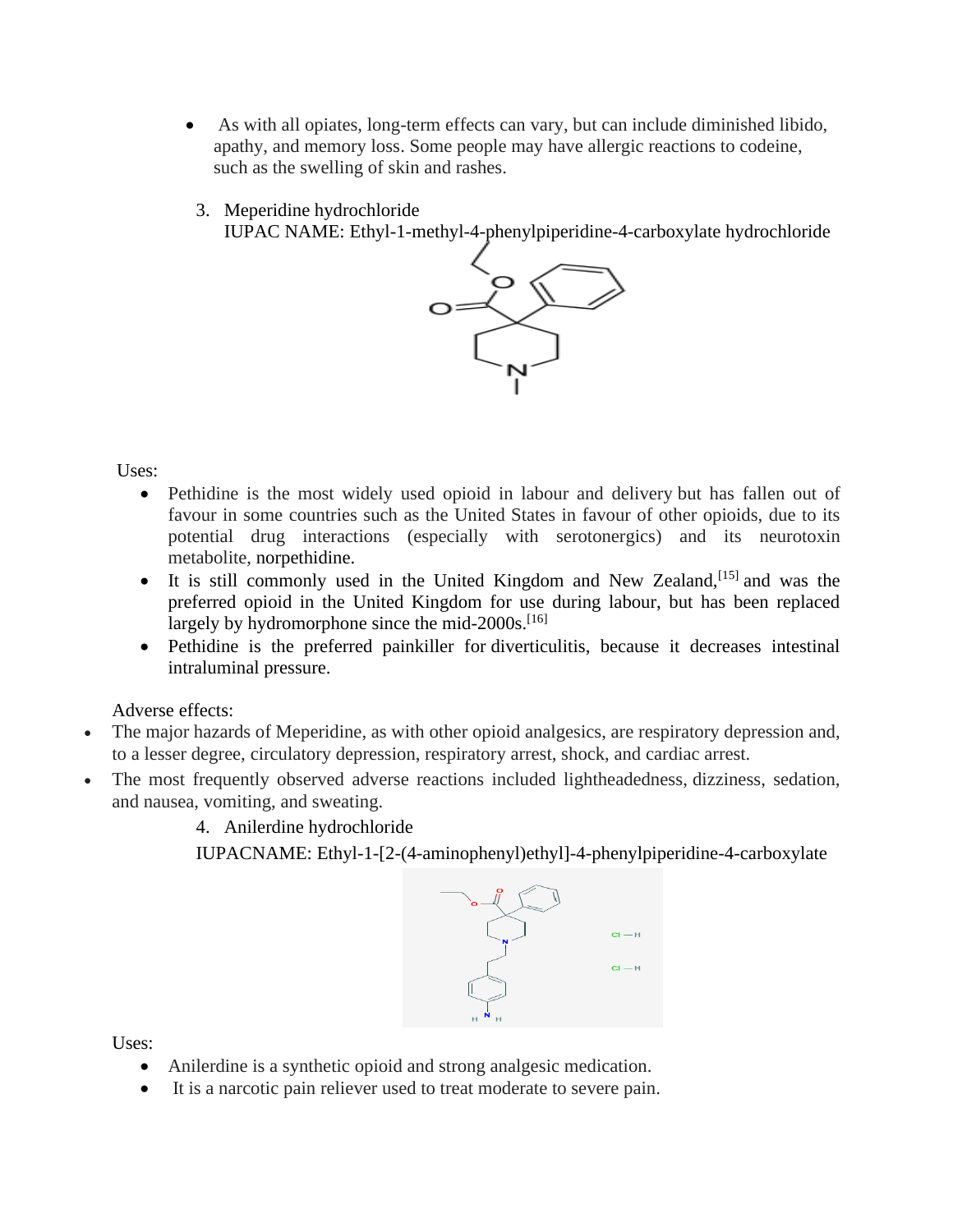- As with all opiates, long-term effects can vary, but can include diminished libido, apathy, and memory loss. Some people may have allergic reactions to codeine, such as the swelling of skin and rashes.

3. Meperidine hydrochloride
   IUPAC NAME: Ethyl-1-methyl-4-phenylpiperidine-4-carboxylate hydrochloride

Uses:

- Pethidine is the most widely used opioid in labour and delivery but has fallen out of favour in some countries such as the United States in favour of other opioids, due to its potential drug interactions (especially with serotonergics) and its neurotoxin metabolite, norpethidine.
- It is still commonly used in the United Kingdom and New Zealand,[15] and was the preferred opioid in the United Kingdom for use during labour, but has been replaced largely by hydromorphone since the mid-2000s.[16]
- Pethidine is the preferred painkiller for diverticulitis, because it decreases intestinal intraluminal pressure.

Adverse effects:

- The major hazards of Meperidine, as with other opioid analgesics, are respiratory depression and, to a lesser degree, circulatory depression, respiratory arrest, shock, and cardiac arrest.
- The most frequently observed adverse reactions included lightheadedness, dizziness, sedation, and nausea, vomiting, and sweating.

4. Anilerdine hydrochloride
   IUPACNAME: Ethyl-1-[2-(4-aminophenyl)ethyl]-4-phenylpiperidine-4-carboxylate

Uses:

- Anilerdine is a synthetic opioid and strong analgesic medication.
- It is a narcotic pain reliever used to treat moderate to severe pain.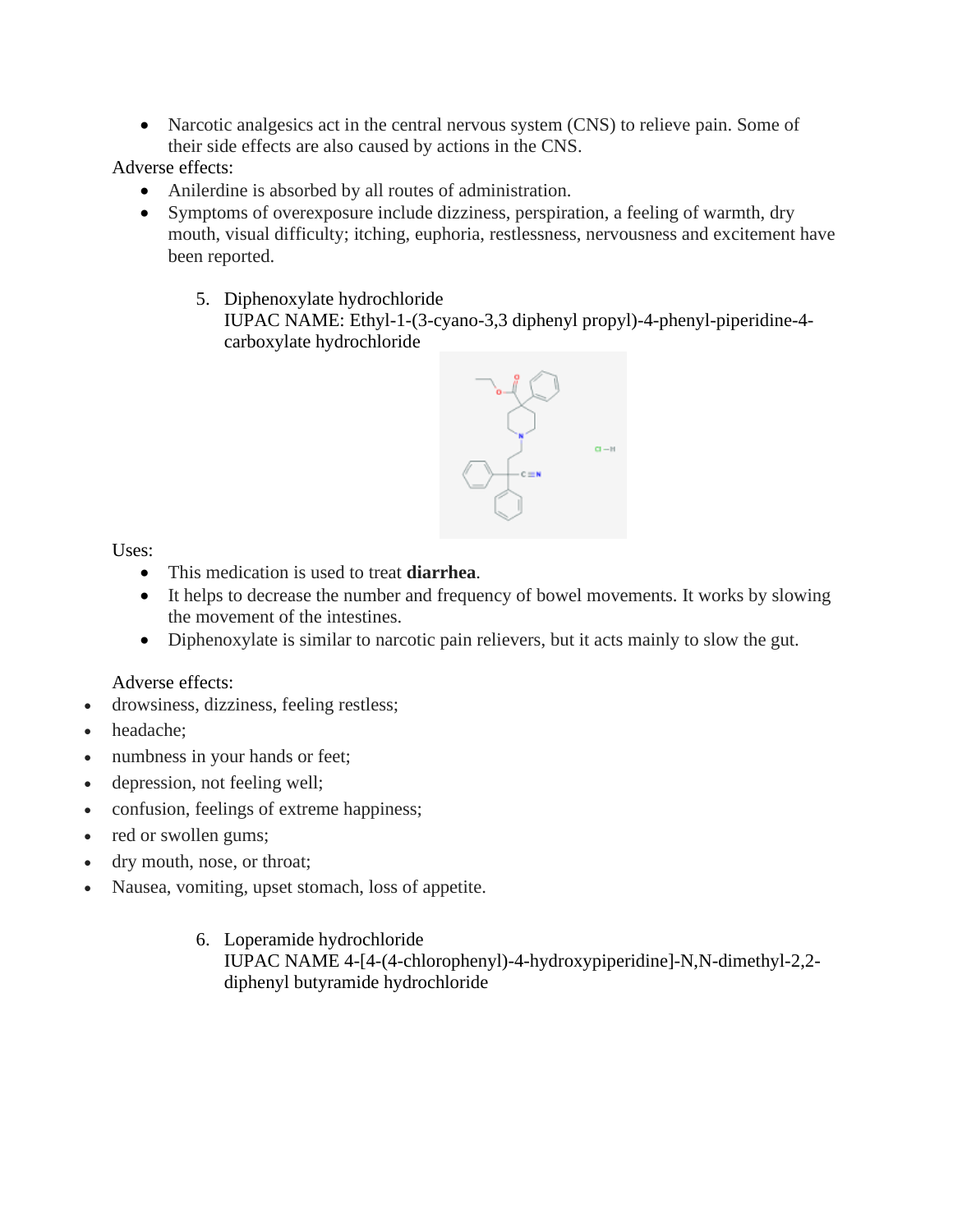- Narcotic analgesics act in the central nervous system (CNS) to relieve pain. Some of their side effects are also caused by actions in the CNS.

Adverse effects:

- Anilerdine is absorbed by all routes of administration.
- Symptoms of overexposure include dizziness, perspiration, a feeling of warmth, dry mouth, visual difficulty; itching, euphoria, restlessness, nervousness and excitement have been reported.

5. Diphenoxylate hydrochloride
   IUPAC NAME: Ethyl-1-(3-cyano-3,3 diphenyl propyl)-4-phenyl-piperidine-4-carboxylate hydrochloride

Uses:

- This medication is used to treat **diarrhea**.
- It helps to decrease the number and frequency of bowel movements. It works by slowing the movement of the intestines.
- Diphenoxylate is similar to narcotic pain relievers, but it acts mainly to slow the gut.

Adverse effects:

- drowsiness, dizziness, feeling restless;
- headache;
- numbness in your hands or feet;
- depression, not feeling well;
- confusion, feelings of extreme happiness;
- red or swollen gums;
- dry mouth, nose, or throat;
- Nausea, vomiting, upset stomach, loss of appetite.

6. Loperamide hydrochloride
   IUPAC NAME 4-[4-(4-chlorophenyl)-4-hydroxypiperidine]-N,N-dimethyl-2,2-diphenyl butyramide hydrochloride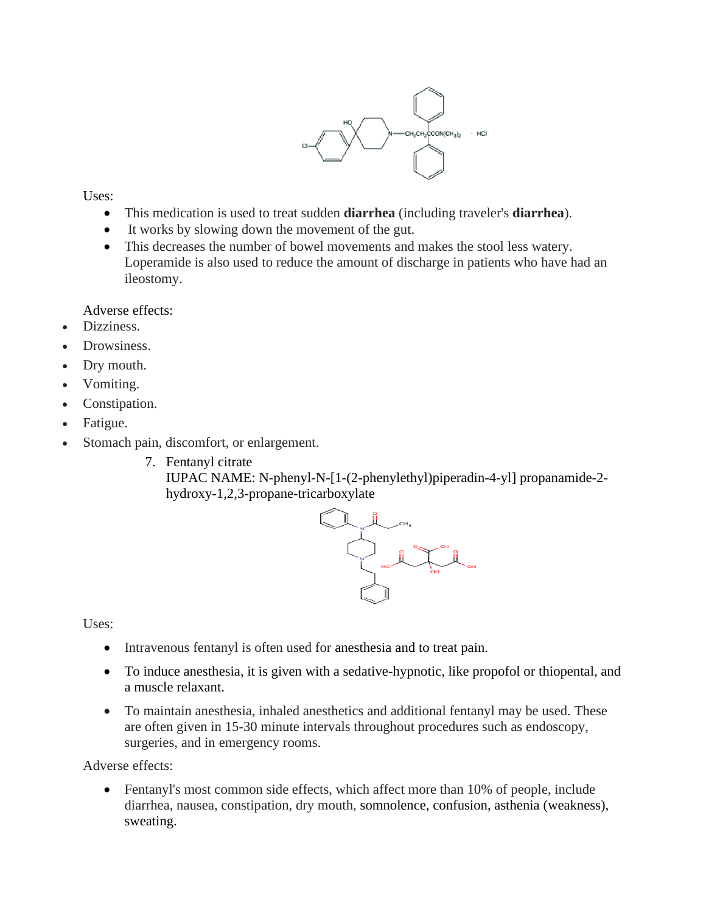Uses:

- This medication is used to treat sudden **diarrhea** (including traveler's **diarrhea**).
- It works by slowing down the movement of the gut.
- This decreases the number of bowel movements and makes the stool less watery. Loperamide is also used to reduce the amount of discharge in patients who have had an ileostomy.

Adverse effects:

- Dizziness.
- Drowsiness.
- Dry mouth.
- Vomiting.
- Constipation.
- Fatigue.
- Stomach pain, discomfort, or enlargement.

7. Fentanyl citrate
   IUPAC NAME: N-phenyl-N-[1-(2-phenylethyl)piperadin-4-yl] propanamide-2-hydroxy-1,2,3-propane-tricarboxylate

Uses:

- Intravenous fentanyl is often used for anesthesia and to treat pain.
- To induce anesthesia, it is given with a sedative-hypnotic, like propofol or thiopental, and a muscle relaxant.
- To maintain anesthesia, inhaled anesthetics and additional fentanyl may be used. These are often given in 15-30 minute intervals throughout procedures such as endoscopy, surgeries, and in emergency rooms.

Adverse effects:

- Fentanyl's most common side effects, which affect more than 10% of people, include diarrhea, nausea, constipation, dry mouth, somnolence, confusion, asthenia (weakness), sweating.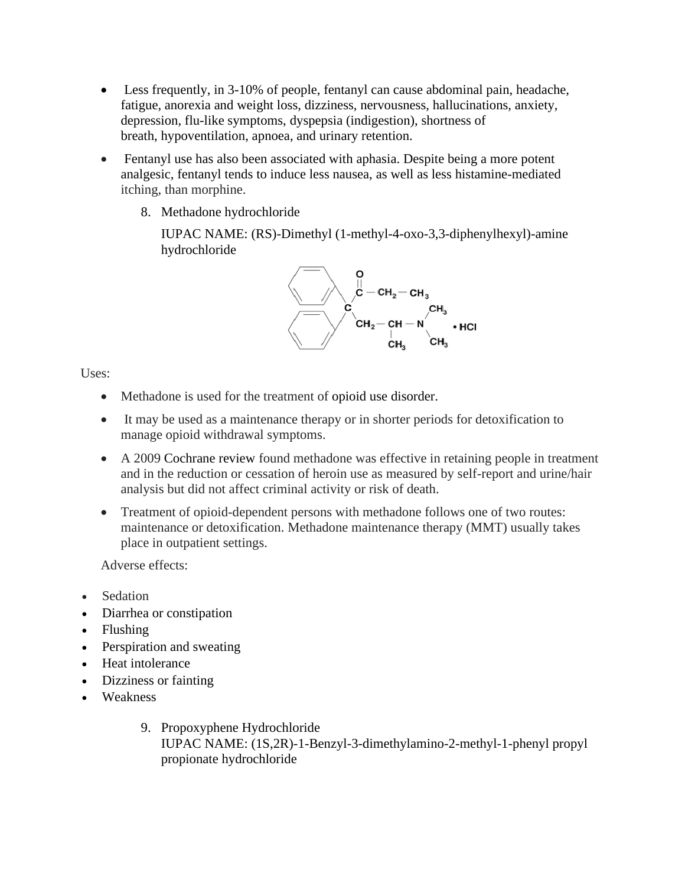- Less frequently, in 3-10% of people, fentanyl can cause abdominal pain, headache, fatigue, anorexia and weight loss, dizziness, nervousness, hallucinations, anxiety, depression, flu-like symptoms, dyspepsia (indigestion), shortness of breath, hypoventilation, apnoea, and urinary retention.
- Fentanyl use has also been associated with aphasia. Despite being a more potent analgesic, fentanyl tends to induce less nausea, as well as less histamine-mediated itching, than morphine.

8. Methadone hydrochloride

   IUPAC NAME: (RS)-Dimethyl (1-methyl-4-oxo-3,3-diphenylhexyl)-amine hydrochloride

Uses:

- Methadone is used for the treatment of opioid use disorder.
- It may be used as a maintenance therapy or in shorter periods for detoxification to manage opioid withdrawal symptoms.
- A 2009 Cochrane review found methadone was effective in retaining people in treatment and in the reduction or cessation of heroin use as measured by self-report and urine/hair analysis but did not affect criminal activity or risk of death.
- Treatment of opioid-dependent persons with methadone follows one of two routes: maintenance or detoxification. Methadone maintenance therapy (MMT) usually takes place in outpatient settings.

Adverse effects:

- Sedation
- Diarrhea or constipation
- Flushing
- Perspiration and sweating
- Heat intolerance
- Dizziness or fainting
- Weakness

9. Propoxyphene Hydrochloride

   IUPAC NAME: (1S,2R)-1-Benzyl-3-dimethylamino-2-methyl-1-phenyl propyl propionate hydrochloride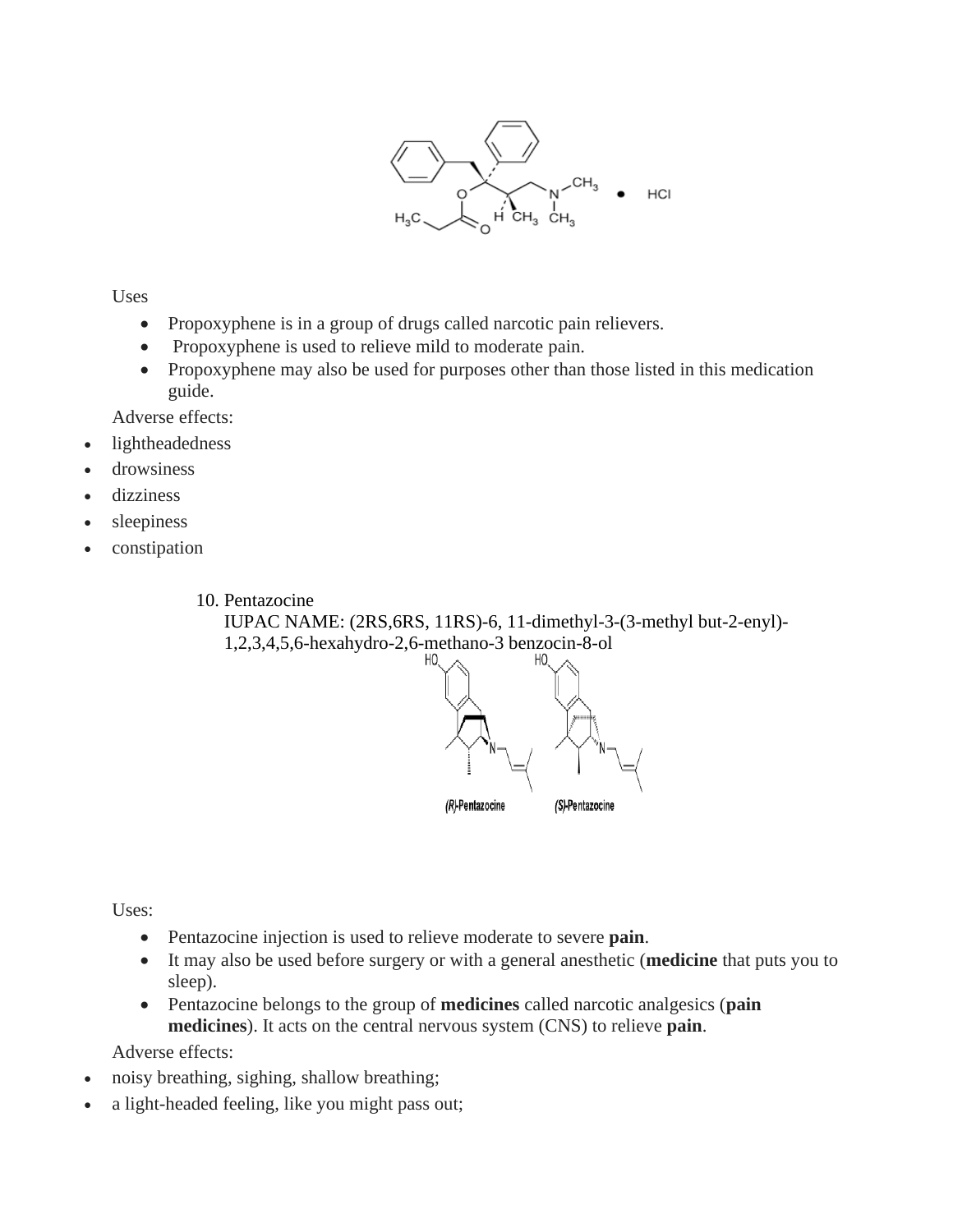Uses

- Propoxyphene is in a group of drugs called narcotic pain relievers.
- Propoxyphene is used to relieve mild to moderate pain.
- Propoxyphene may also be used for purposes other than those listed in this medication guide.

Adverse effects:

- lightheadedness
- drowsiness
- dizziness
- sleepiness
- constipation

10. Pentazocine
    IUPAC NAME: (2RS,6RS, 11RS)-6, 11-dimethyl-3-(3-methyl but-2-enyl)-1,2,3,4,5,6-hexahydro-2,6-methano-3 benzocin-8-ol

(R)-Pentazocine (S)-Pentazocine

Uses:

- Pentazocine injection is used to relieve moderate to severe **pain**.
- It may also be used before surgery or with a general anesthetic (**medicine** that puts you to sleep).
- Pentazocine belongs to the group of **medicines** called narcotic analgesics (**pain medicines**). It acts on the central nervous system (CNS) to relieve **pain**.

Adverse effects:

- noisy breathing, sighing, shallow breathing;
- a light-headed feeling, like you might pass out;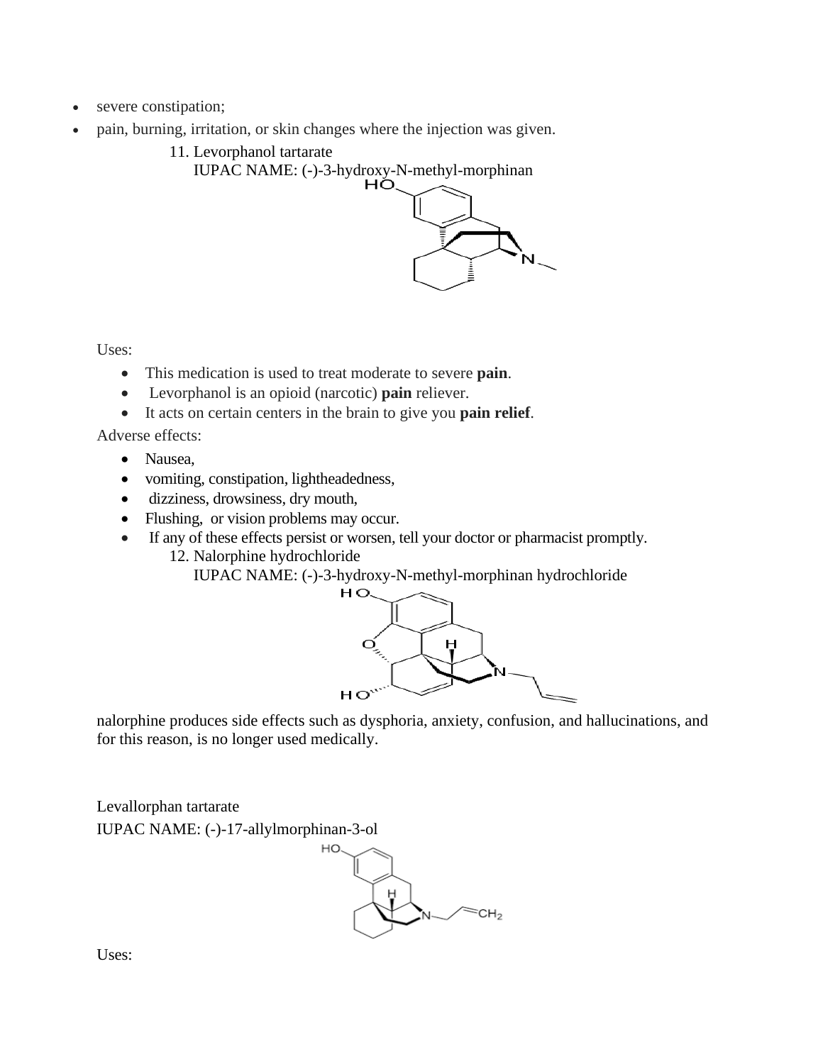- severe constipation;
- pain, burning, irritation, or skin changes where the injection was given.

11. Levorphanol tartrate
    IUPAC NAME: (-)-3-hydroxy-N-methyl-morphinan

Uses:

- This medication is used to treat moderate to severe **pain**.
- Levorphanol is an opioid (narcotic) **pain** reliever.
- It acts on certain centers in the brain to give you **pain relief**.

Adverse effects:

- Nausea,
- vomiting, constipation, lightheadedness,
- dizziness, drowsiness, dry mouth,
- Flushing, or vision problems may occur.
- If any of these effects persist or worsen, tell your doctor or pharmacist promptly.

12. Nalorphine hydrochloride
    IUPAC NAME: (-)-3-hydroxy-N-methyl-morphinan hydrochloride

nalorphine produces side effects such as dysphoria, anxiety, confusion, and hallucinations, and for this reason, is no longer used medically.

Levallorphan tartarate
IUPAC NAME: (-)-17-allylmorphinan-3-ol

Uses: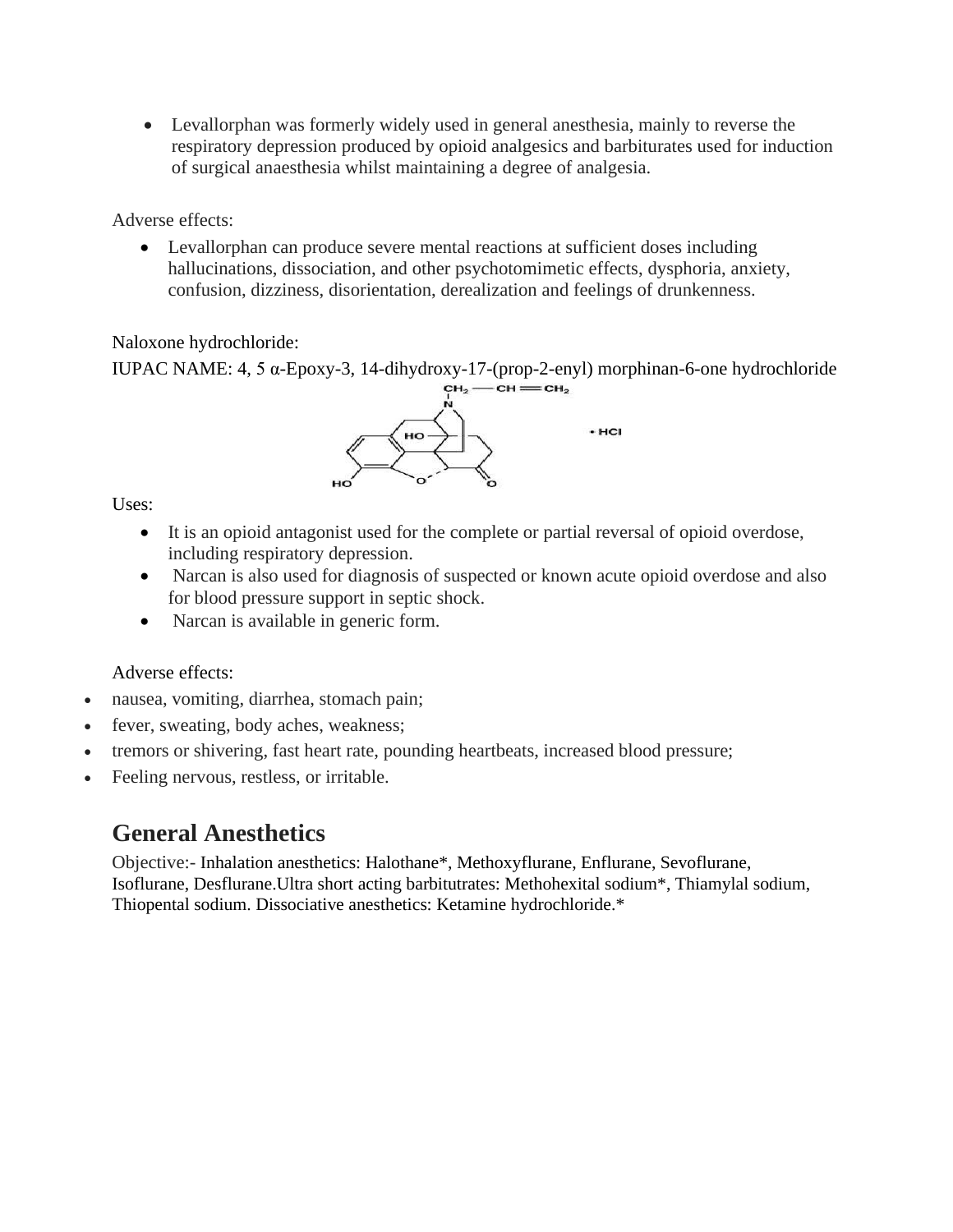- Levallorphan was formerly widely used in general anesthesia, mainly to reverse the respiratory depression produced by opioid analgesics and barbiturates used for induction of surgical anaesthesia whilst maintaining a degree of analgesia.

Adverse effects:

- Levallorphan can produce severe mental reactions at sufficient doses including hallucinations, dissociation, and other psychotomimetic effects, dysphoria, anxiety, confusion, dizziness, disorientation, derealization and feelings of drunkenness.

Naloxone hydrochloride:

IUPAC NAME: 4, 5 α-Epoxy-3, 14-dihydroxy-17-(prop-2-enyl) morphinan-6-one hydrochloride

Uses:

- It is an opioid antagonist used for the complete or partial reversal of opioid overdose, including respiratory depression.
- Narcan is also used for diagnosis of suspected or known acute opioid overdose and also for blood pressure support in septic shock.
- Narcan is available in generic form.

Adverse effects:

- nausea, vomiting, diarrhea, stomach pain;
- fever, sweating, body aches, weakness;
- tremors or shivering, fast heart rate, pounding heartbeats, increased blood pressure;
- Feeling nervous, restless, or irritable.

## General Anesthetics

Objective:- Inhalation anesthetics: Halothane*, Methoxyflurane, Enflurane, Sevoflurane, Isoflurane, Desflurane.Ultra short acting barbitutrates: Methohexital sodium*, Thiamylal sodium, Thiopental sodium. Dissociative anesthetics: Ketamine hydrochloride.*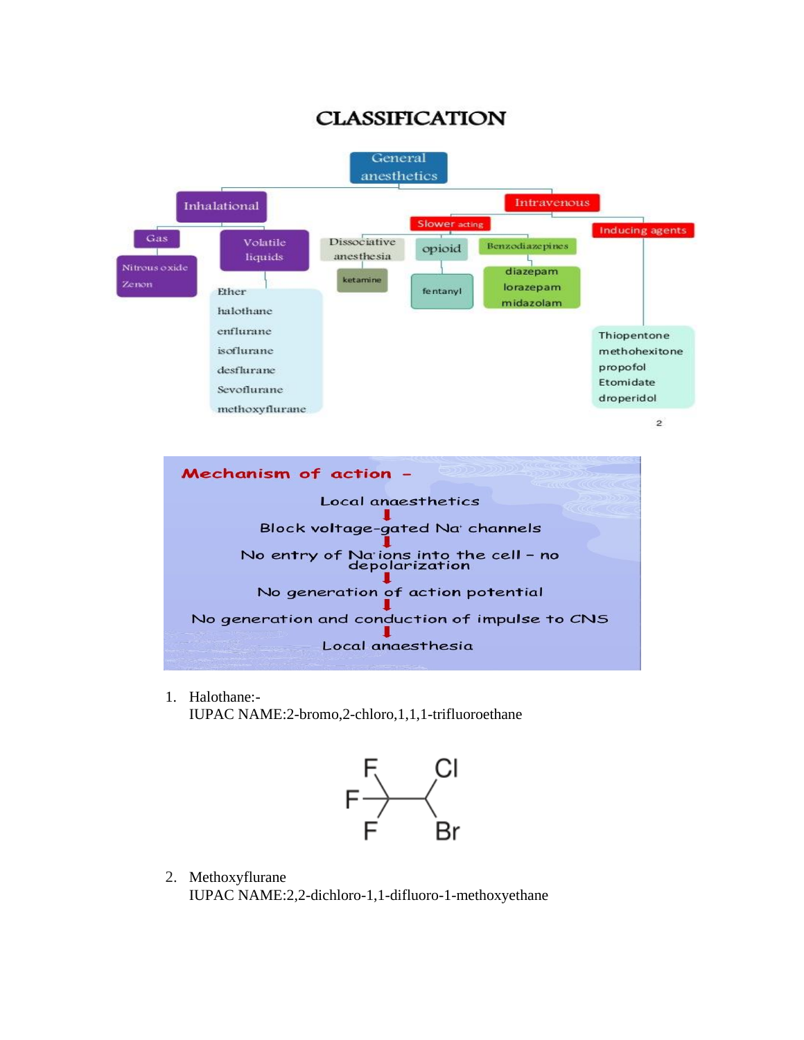# CLASSIFICATION

- General anesthetics
  - Inhalational
    - Gas
      - Nitrous oxide
      - Zenon
    - Volatile liquids
      - Ether
      - halothane
      - enflurane
      - isoflurane
      - desflurane
      - Sevoflurane
      - methoxyflurane
  - Intravenous
    - Slower acting
      - Dissociative anesthesia
        - ketamine
      - opioid
        - fentanyl
      - Benzodiazepines
        - diazepam
        - lorazepam
        - midazolam
    - Inducing agents
      - Thiopentone
      - methohexitone
      - propofol
      - Etomidate
      - droperidol

**Mechanism of action –**

Local anaesthetics
↓
Block voltage-gated $Na^+$ channels
↓
No entry of $Na^+$ ions into the cell – no depolarization
↓
No generation of action potential
↓
No generation and conduction of impulse to CNS
↓
Local anaesthesia

1. Halothane:-
   IUPAC NAME:2-bromo,2-chloro,1,1,1-trifluoroethane

   $CF_3$–CH(Cl)(Br)

2. Methoxyflurane
   IUPAC NAME:2,2-dichloro-1,1-difluoro-1-methoxyethane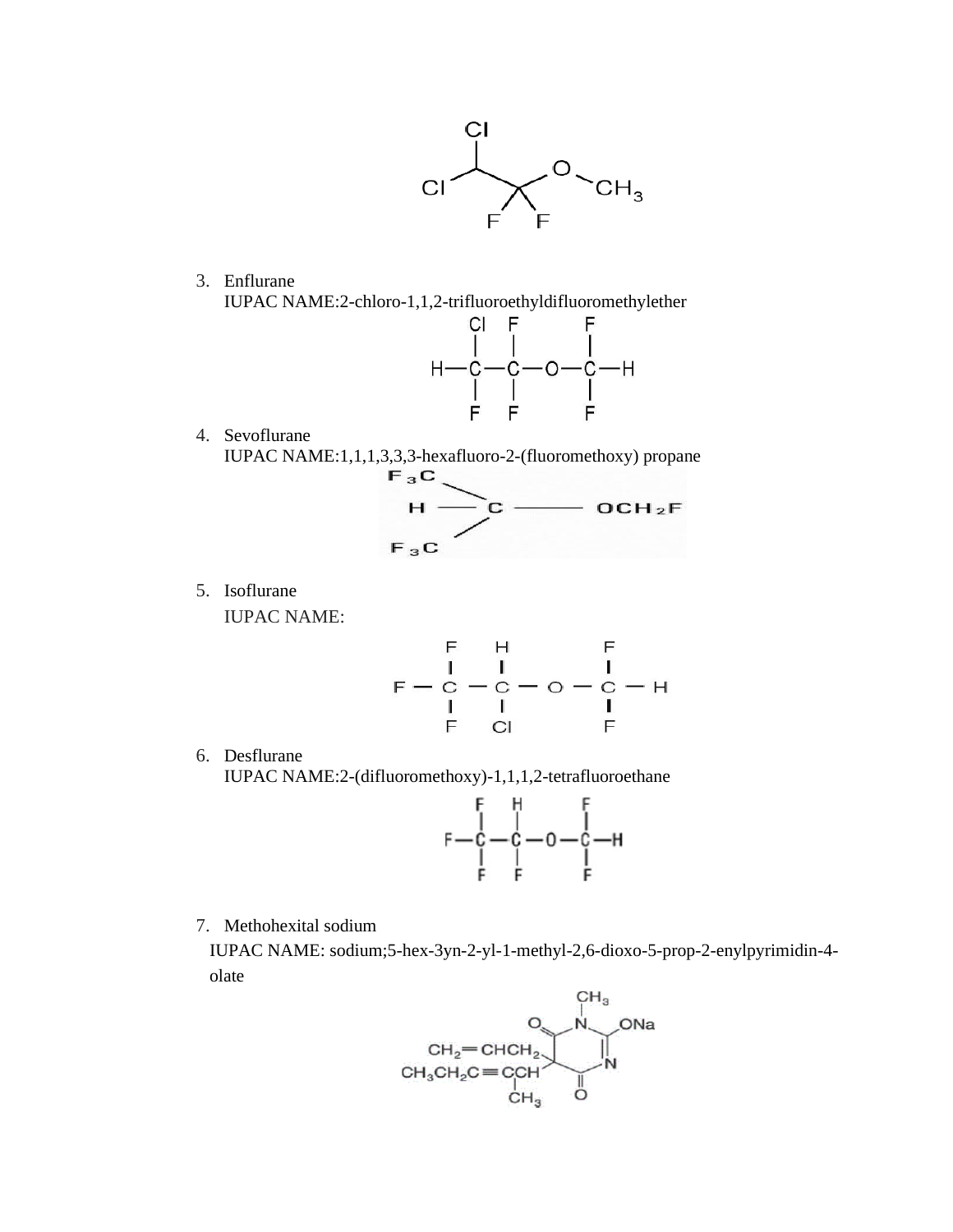3. Enflurane

   IUPAC NAME:2-chloro-1,1,2-trifluoroethyldifluoromethylether

4. Sevoflurane

   IUPAC NAME:1,1,1,3,3,3-hexafluoro-2-(fluoromethoxy) propane

5. Isoflurane

   IUPAC NAME:

6. Desflurane

   IUPAC NAME:2-(difluoromethoxy)-1,1,1,2-tetrafluoroethane

7. Methohexital sodium

   IUPAC NAME: sodium;5-hex-3yn-2-yl-1-methyl-2,6-dioxo-5-prop-2-enylpyrimidin-4-olate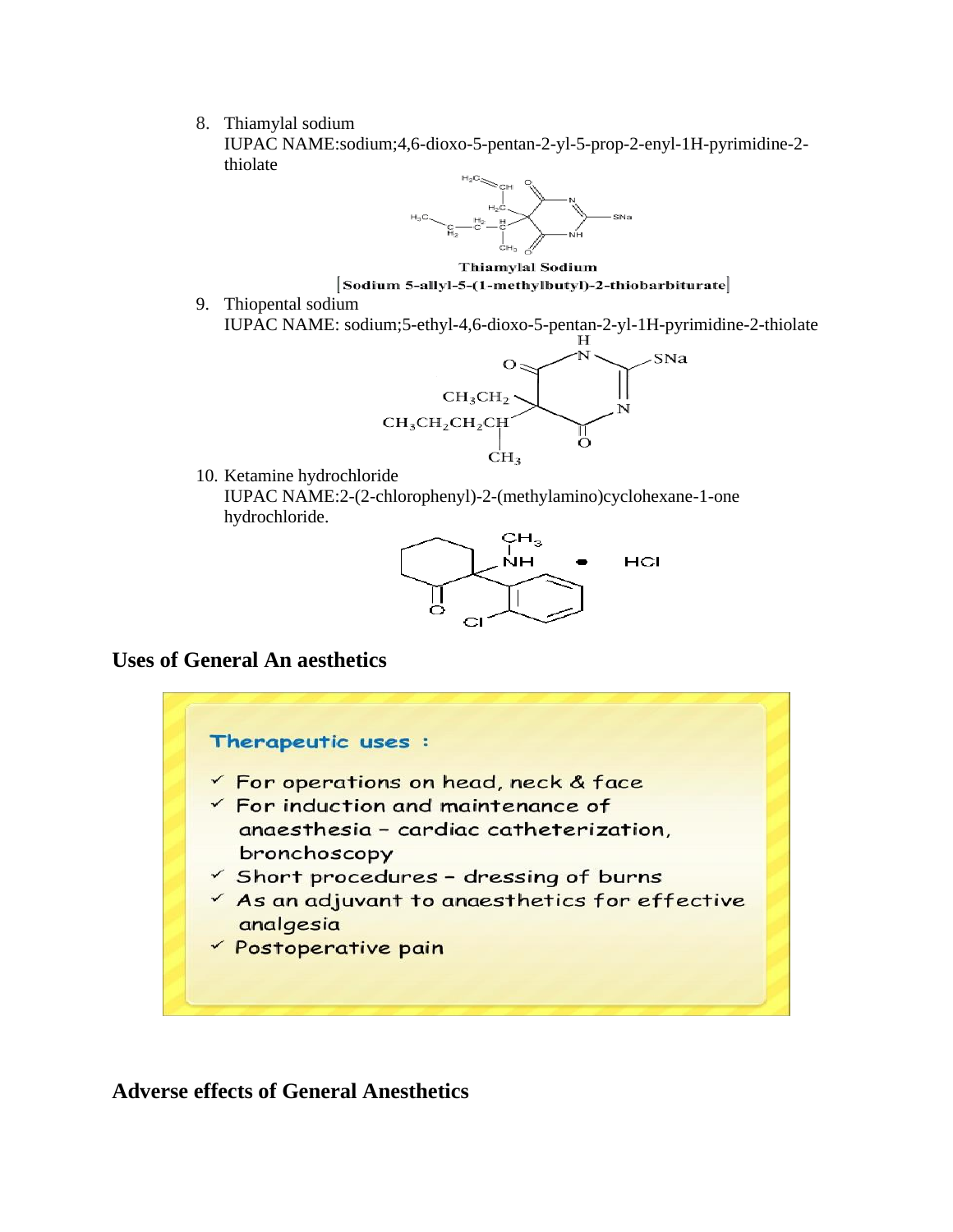8. Thiamylal sodium
   IUPAC NAME:sodium;4,6-dioxo-5-pentan-2-yl-5-prop-2-enyl-1H-pyrimidine-2-thiolate

   **Thiamylal Sodium**
   **[Sodium 5-allyl-5-(1-methylbutyl)-2-thiobarbiturate]**

9. Thiopental sodium
   IUPAC NAME: sodium;5-ethyl-4,6-dioxo-5-pentan-2-yl-1H-pyrimidine-2-thiolate

10. Ketamine hydrochloride
    IUPAC NAME:2-(2-chlorophenyl)-2-(methylamino)cyclohexane-1-one hydrochloride.

## Uses of General An aesthetics

**Therapeutic uses :**

- ✓ For operations on head, neck & face
- ✓ For induction and maintenance of anaesthesia – cardiac catheterization, bronchoscopy
- ✓ Short procedures – dressing of burns
- ✓ As an adjuvant to anaesthetics for effective analgesia
- ✓ Postoperative pain

## Adverse effects of General Anesthetics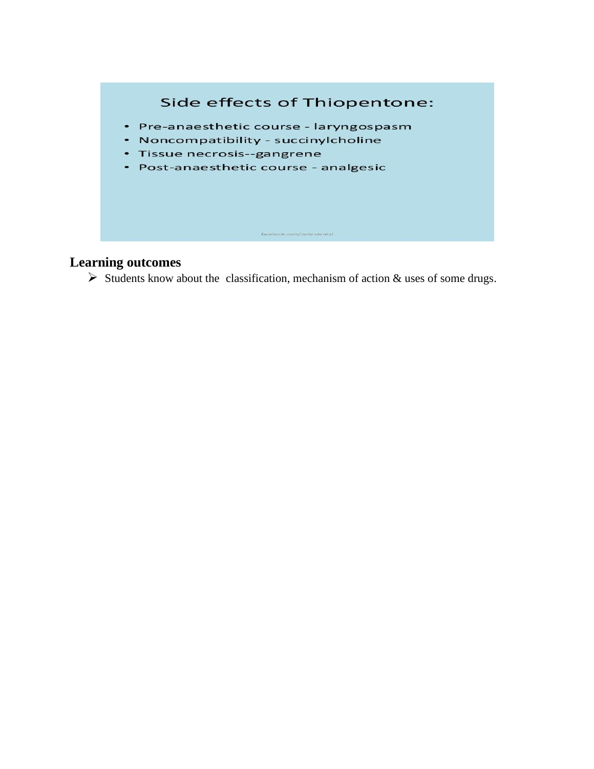## Side effects of Thiopentone:

- Pre-anaesthetic course - laryngospasm
- Noncompatibility - succinylcholine
- Tissue necrosis--gangrene
- Post-anaesthetic course - analgesic

facebook.com/notesdental

## Learning outcomes

- Students know about the classification, mechanism of action & uses of some drugs.